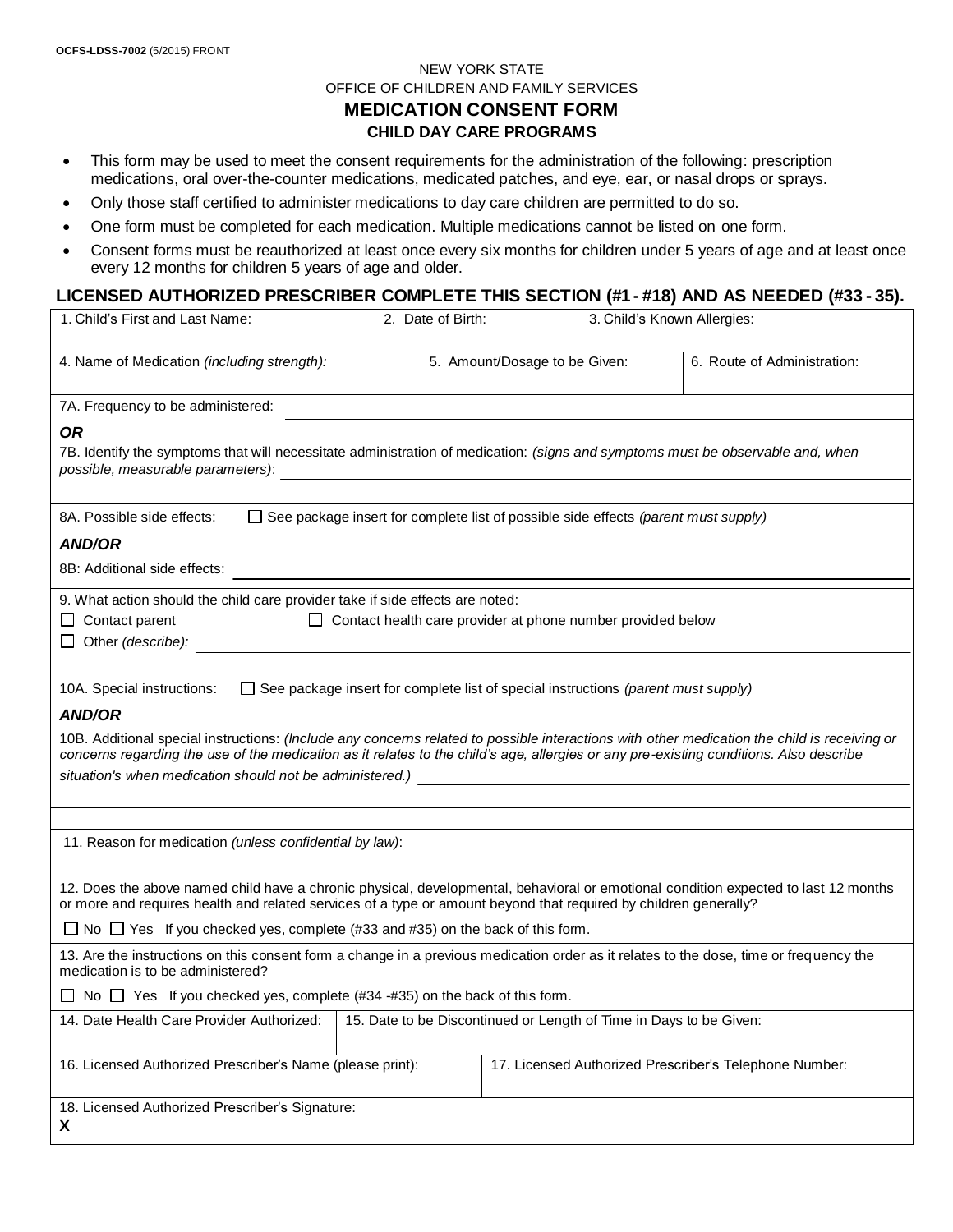OCFS-LDSS-7002 (5/2015) FRONT

NEW YORK STATE

OFFICE OF CHILDREN AND FAMILY SERVICES

# MEDICATION CONSENT FORM

## CHILD DAY CARE PROGRAMS

- This form may be used to meet the consent requirements for the administration of the following: prescription medications, oral over-the-counter medications, medicated patches, and eye, ear, or nasal drops or sprays.
- Only those staff certified to administer medications to day care children are permitted to do so.
- One form must be completed for each medication. Multiple medications cannot be listed on one form.
- Consent forms must be reauthorized at least once every six months for children under 5 years of age and at least once every 12 months for children 5 years of age and older.

### LICENSED AUTHORIZED PRESCRIBER COMPLETE THIS SECTION (#1 - #18) AND AS NEEDED (#33 - 35).

| 1. Child's First and Last Name: | 2. Date of Birth: | 3. Child's Known Allergies: |
|---|---|---|
| | | |

| 4. Name of Medication *(including strength):* | 5. Amount/Dosage to be Given: | 6. Route of Administration: |
|---|---|---|
| | | |

7A. Frequency to be administered: ______________________

***OR***

7B. Identify the symptoms that will necessitate administration of medication: *(signs and symptoms must be observable and, when possible, measurable parameters)*: ______________________

8A. Possible side effects: ☐ See package insert for complete list of possible side effects *(parent must supply)*

***AND/OR***

8B: Additional side effects: ______________________

9. What action should the child care provider take if side effects are noted:

☐ Contact parent ☐ Contact health care provider at phone number provided below

☐ Other *(describe)*: ______________________

10A. Special instructions: ☐ See package insert for complete list of special instructions *(parent must supply)*

***AND/OR***

10B. Additional special instructions: *(Include any concerns related to possible interactions with other medication the child is receiving or concerns regarding the use of the medication as it relates to the child's age, allergies or any pre-existing conditions. Also describe situation's when medication should not be administered.)* ______________________

11. Reason for medication *(unless confidential by law)*: ______________________

12. Does the above named child have a chronic physical, developmental, behavioral or emotional condition expected to last 12 months or more and requires health and related services of a type or amount beyond that required by children generally?

☐ No ☐ Yes If you checked yes, complete (#33 and #35) on the back of this form.

13. Are the instructions on this consent form a change in a previous medication order as it relates to the dose, time or frequency the medication is to be administered?

☐ No ☐ Yes If you checked yes, complete (#34 -#35) on the back of this form.

| 14. Date Health Care Provider Authorized: | 15. Date to be Discontinued or Length of Time in Days to be Given: |
|---|---|
| | |

| 16. Licensed Authorized Prescriber's Name (please print): | 17. Licensed Authorized Prescriber's Telephone Number: |
|---|---|
| | |

18. Licensed Authorized Prescriber's Signature:

**X**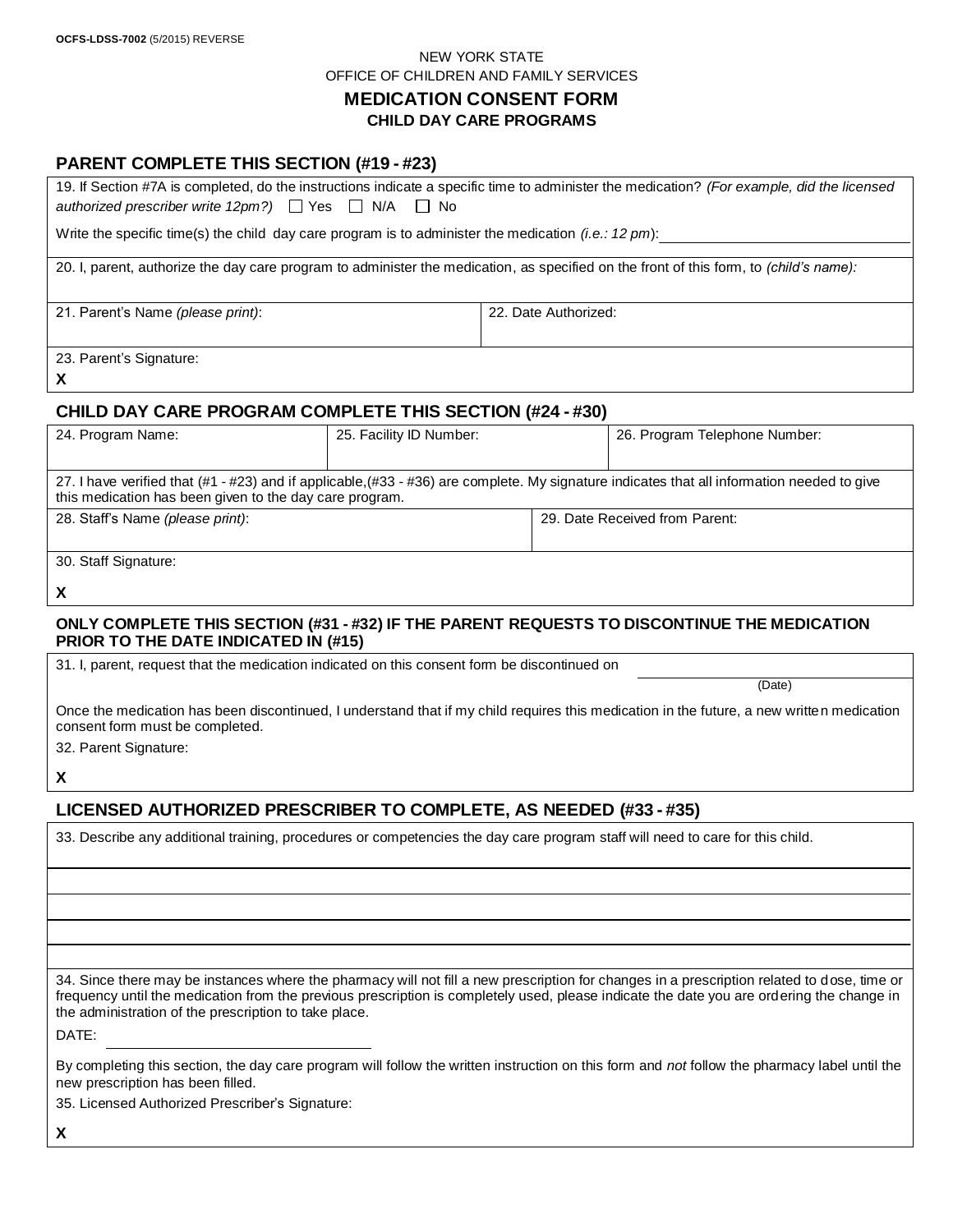OCFS-LDSS-7002 (5/2015) REVERSE

NEW YORK STATE
OFFICE OF CHILDREN AND FAMILY SERVICES

# MEDICATION CONSENT FORM

## CHILD DAY CARE PROGRAMS

### PARENT COMPLETE THIS SECTION (#19 - #23)

19. If Section #7A is completed, do the instructions indicate a specific time to administer the medication? *(For example, did the licensed authorized prescriber write 12pm?)* ☐ Yes ☐ N/A ☐ No

Write the specific time(s) the child day care program is to administer the medication *(i.e.: 12 pm)*: ____________________

20. I, parent, authorize the day care program to administer the medication, as specified on the front of this form, to *(child's name):*

| | |
|---|---|
| 21. Parent's Name *(please print)*: | 22. Date Authorized: |

23. Parent's Signature:

**X**

### CHILD DAY CARE PROGRAM COMPLETE THIS SECTION (#24 - #30)

| | | |
|---|---|---|
| 24. Program Name: | 25. Facility ID Number: | 26. Program Telephone Number: |

27. I have verified that (#1 - #23) and if applicable,(#33 - #36) are complete. My signature indicates that all information needed to give this medication has been given to the day care program.

| | |
|---|---|
| 28. Staff's Name *(please print)*: | 29. Date Received from Parent: |

30. Staff Signature:

**X**

### ONLY COMPLETE THIS SECTION (#31 - #32) IF THE PARENT REQUESTS TO DISCONTINUE THE MEDICATION PRIOR TO THE DATE INDICATED IN (#15)

31. I, parent, request that the medication indicated on this consent form be discontinued on ____________________ (Date)

Once the medication has been discontinued, I understand that if my child requires this medication in the future, a new written medication consent form must be completed.

32. Parent Signature:

**X**

### LICENSED AUTHORIZED PRESCRIBER TO COMPLETE, AS NEEDED (#33 - #35)

33. Describe any additional training, procedures or competencies the day care program staff will need to care for this child.

34. Since there may be instances where the pharmacy will not fill a new prescription for changes in a prescription related to dose, time or frequency until the medication from the previous prescription is completely used, please indicate the date you are ordering the change in the administration of the prescription to take place.

DATE: ____________________

By completing this section, the day care program will follow the written instruction on this form and *not* follow the pharmacy label until the new prescription has been filled.

35. Licensed Authorized Prescriber's Signature:

**X**